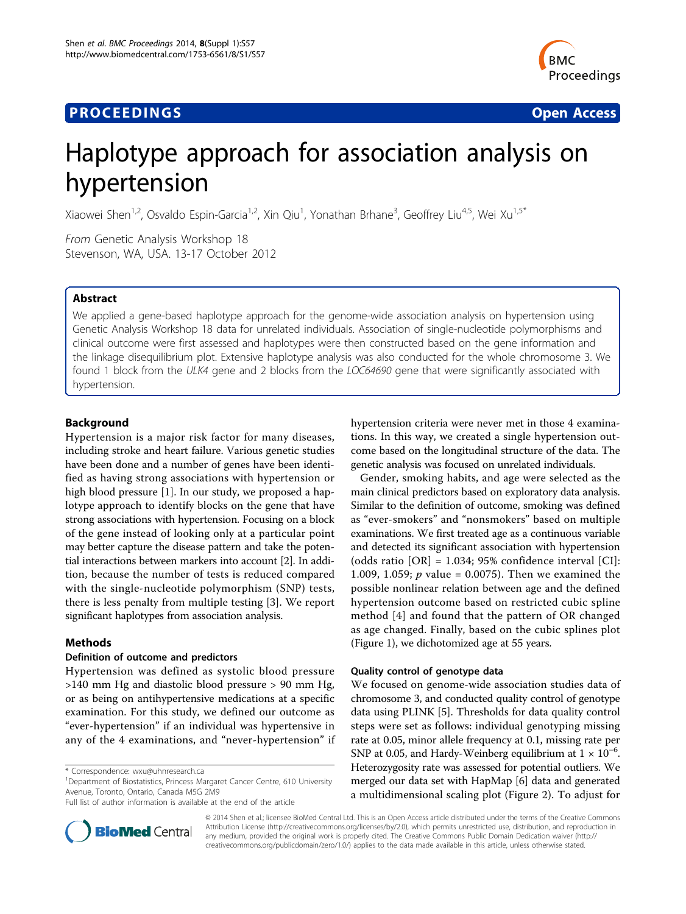**PROCEEDINGS** **Open Access**

# Haplotype approach for association analysis on hypertension

Xiaowei Shen[1,2], Osvaldo Espin-Garcia[1,2], Xin Qiu[1], Yonathan Brhane[3], Geoffrey Liu[4,5], Wei Xu[1,5*]

*From* Genetic Analysis Workshop 18
Stevenson, WA, USA. 13-17 October 2012

## Abstract

We applied a gene-based haplotype approach for the genome-wide association analysis on hypertension using Genetic Analysis Workshop 18 data for unrelated individuals. Association of single-nucleotide polymorphisms and clinical outcome were first assessed and haplotypes were then constructed based on the gene information and the linkage disequilibrium plot. Extensive haplotype analysis was also conducted for the whole chromosome 3. We found 1 block from the *ULK4* gene and 2 blocks from the *LOC64690* gene that were significantly associated with hypertension.

## Background

Hypertension is a major risk factor for many diseases, including stroke and heart failure. Various genetic studies have been done and a number of genes have been identified as having strong associations with hypertension or high blood pressure [1]. In our study, we proposed a haplotype approach to identify blocks on the gene that have strong associations with hypertension. Focusing on a block of the gene instead of looking only at a particular point may better capture the disease pattern and take the potential interactions between markers into account [2]. In addition, because the number of tests is reduced compared with the single-nucleotide polymorphism (SNP) tests, there is less penalty from multiple testing [3]. We report significant haplotypes from association analysis.

## Methods

### Definition of outcome and predictors

Hypertension was defined as systolic blood pressure >140 mm Hg and diastolic blood pressure > 90 mm Hg, or as being on antihypertensive medications at a specific examination. For this study, we defined our outcome as "ever-hypertension" if an individual was hypertensive in any of the 4 examinations, and "never-hypertension" if hypertension criteria were never met in those 4 examinations. In this way, we created a single hypertension outcome based on the longitudinal structure of the data. The genetic analysis was focused on unrelated individuals.

Gender, smoking habits, and age were selected as the main clinical predictors based on exploratory data analysis. Similar to the definition of outcome, smoking was defined as "ever-smokers" and "nonsmokers" based on multiple examinations. We first treated age as a continuous variable and detected its significant association with hypertension (odds ratio [OR] = 1.034; 95% confidence interval [CI]: 1.009, 1.059; *p* value = 0.0075). Then we examined the possible nonlinear relation between age and the defined hypertension outcome based on restricted cubic spline method [4] and found that the pattern of OR changed as age changed. Finally, based on the cubic splines plot (Figure 1), we dichotomized age at 55 years.

### Quality control of genotype data

We focused on genome-wide association studies data of chromosome 3, and conducted quality control of genotype data using PLINK [5]. Thresholds for data quality control steps were set as follows: individual genotyping missing rate at 0.05, minor allele frequency at 0.1, missing rate per SNP at 0.05, and Hardy-Weinberg equilibrium at $1 \times 10^{-6}$. Heterozygosity rate was assessed for potential outliers. We merged our data set with HapMap [6] data and generated a multidimensional scaling plot (Figure 2). To adjust for

\* Correspondence: wxu@uhnresearch.ca
[1]Department of Biostatistics, Princess Margaret Cancer Centre, 610 University Avenue, Toronto, Ontario, Canada M5G 2M9
Full list of author information is available at the end of the article

© 2014 Shen et al.; licensee BioMed Central Ltd. This is an Open Access article distributed under the terms of the Creative Commons Attribution License (http://creativecommons.org/licenses/by/2.0), which permits unrestricted use, distribution, and reproduction in any medium, provided the original work is properly cited. The Creative Commons Public Domain Dedication waiver (http://creativecommons.org/publicdomain/zero/1.0/) applies to the data made available in this article, unless otherwise stated.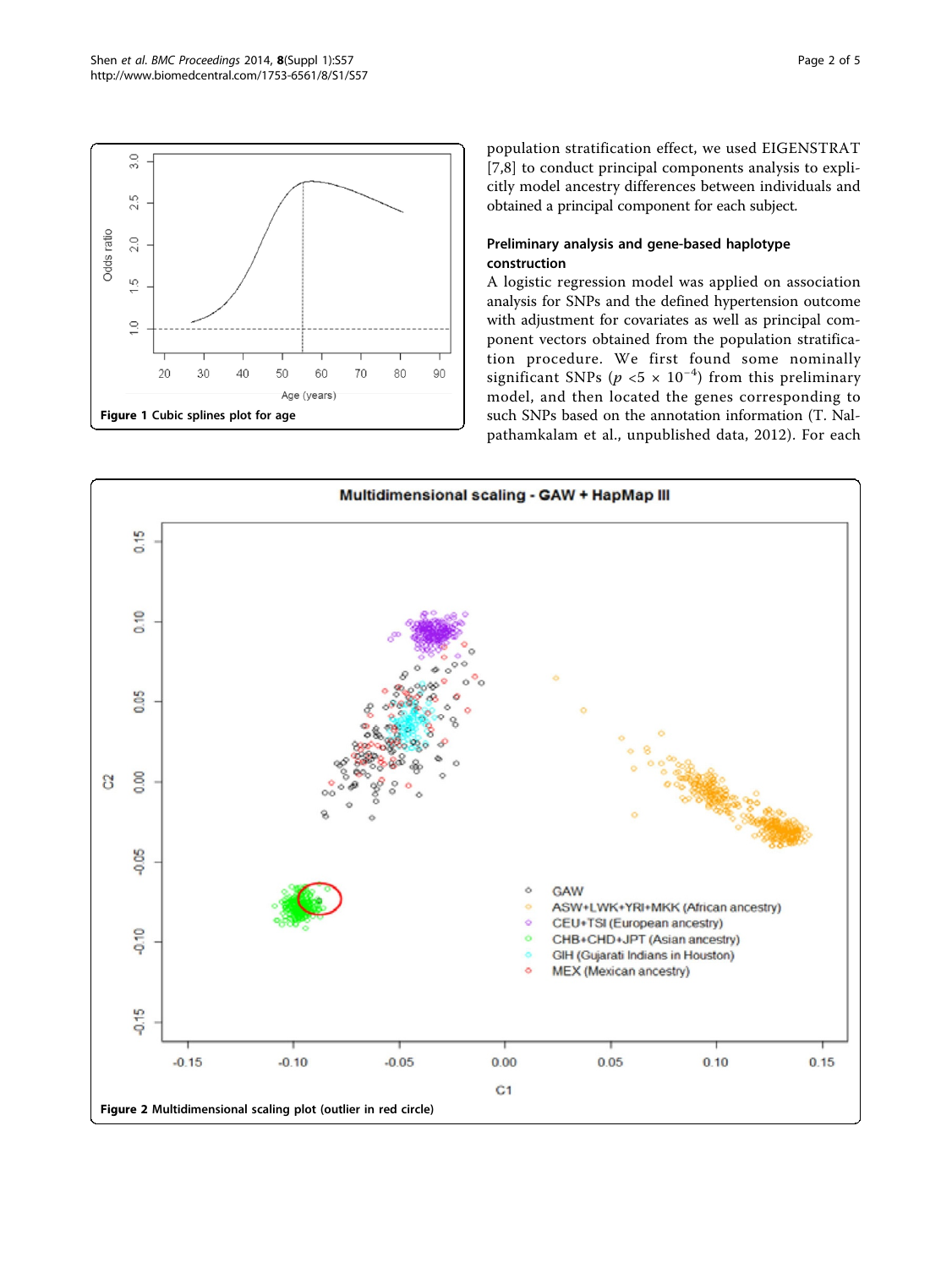Figure 1 Cubic splines plot for age

population stratification effect, we used EIGENSTRAT [7,8] to conduct principal components analysis to explicitly model ancestry differences between individuals and obtained a principal component for each subject.

### Preliminary analysis and gene-based haplotype construction

A logistic regression model was applied on association analysis for SNPs and the defined hypertension outcome with adjustment for covariates as well as principal component vectors obtained from the population stratification procedure. We first found some nominally significant SNPs ($p < 5 \times 10^{-4}$) from this preliminary model, and then located the genes corresponding to such SNPs based on the annotation information (T. Nalpathamkalam et al., unpublished data, 2012). For each

Figure 2 Multidimensional scaling plot (outlier in red circle)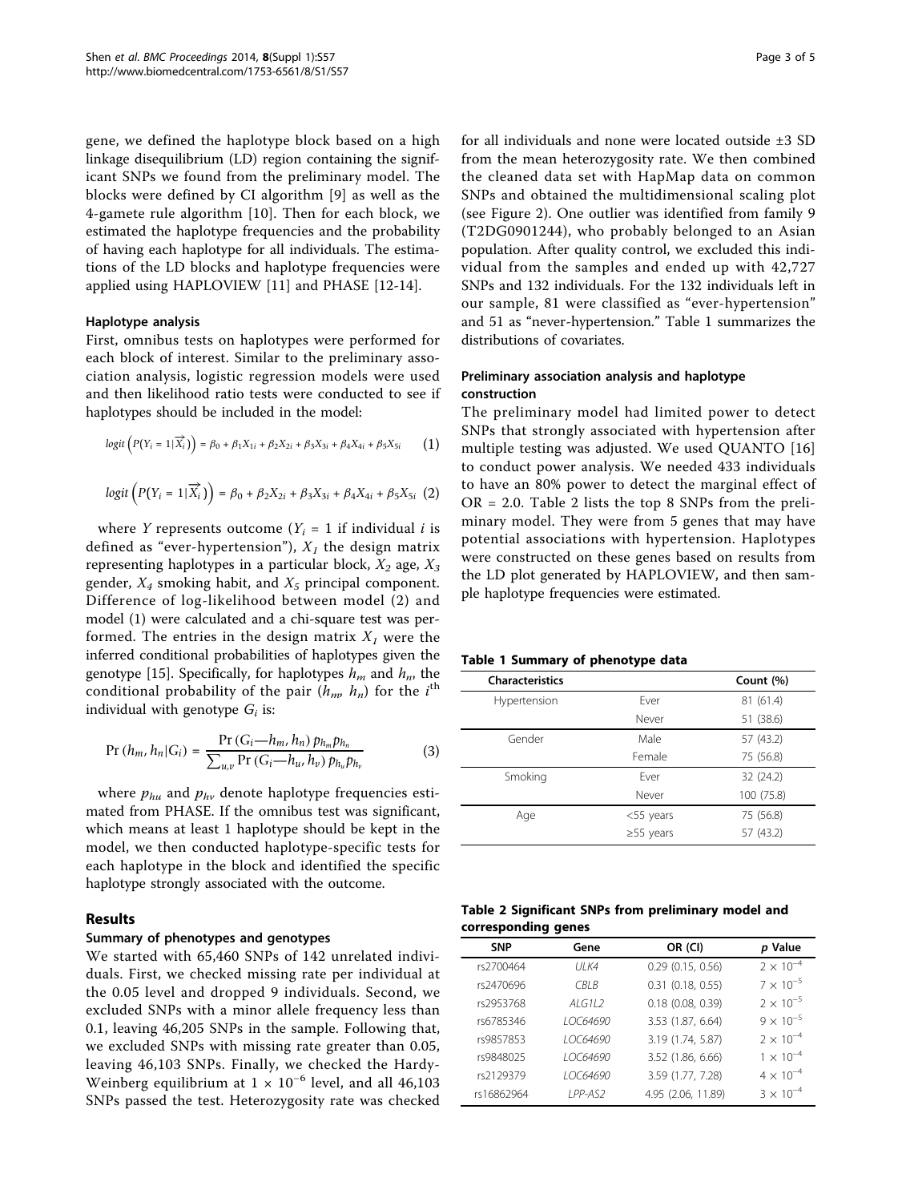gene, we defined the haplotype block based on a high linkage disequilibrium (LD) region containing the significant SNPs we found from the preliminary model. The blocks were defined by CI algorithm [9] as well as the 4-gamete rule algorithm [10]. Then for each block, we estimated the haplotype frequencies and the probability of having each haplotype for all individuals. The estimations of the LD blocks and haplotype frequencies were applied using HAPLOVIEW [11] and PHASE [12-14].

### Haplotype analysis

First, omnibus tests on haplotypes were performed for each block of interest. Similar to the preliminary association analysis, logistic regression models were used and then likelihood ratio tests were conducted to see if haplotypes should be included in the model:

$$logit\left(P(Y_i = 1|\overrightarrow{X_i})\right) = \beta_0 + \beta_1 X_{1i} + \beta_2 X_{2i} + \beta_3 X_{3i} + \beta_4 X_{4i} + \beta_5 X_{5i} \quad (1)$$

$$logit\left(P(Y_i = 1|\overrightarrow{X_i})\right) = \beta_0 + \beta_2 X_{2i} + \beta_3 X_{3i} + \beta_4 X_{4i} + \beta_5 X_{5i} \quad (2)$$

where $Y$ represents outcome ($Y_i = 1$ if individual $i$ is defined as "ever-hypertension"), $X_1$ the design matrix representing haplotypes in a particular block, $X_2$ age, $X_3$ gender, $X_4$ smoking habit, and $X_5$ principal component. Difference of log-likelihood between model (2) and model (1) were calculated and a chi-square test was performed. The entries in the design matrix $X_1$ were the inferred conditional probabilities of haplotypes given the genotype [15]. Specifically, for haplotypes $h_m$ and $h_n$, the conditional probability of the pair ($h_m$, $h_n$) for the $i^{th}$ individual with genotype $G_i$ is:

$$\Pr(h_m, h_n|G_i) = \frac{\Pr(G_i - h_m, h_n)\, p_{h_m} p_{h_n}}{\sum_{u,v} \Pr(G_i - h_u, h_v)\, p_{h_u} p_{h_v}} \quad (3)$$

where $p_{hu}$ and $p_{hv}$ denote haplotype frequencies estimated from PHASE. If the omnibus test was significant, which means at least 1 haplotype should be kept in the model, we then conducted haplotype-specific tests for each haplotype in the block and identified the specific haplotype strongly associated with the outcome.

## Results

### Summary of phenotypes and genotypes

We started with 65,460 SNPs of 142 unrelated individuals. First, we checked missing rate per individual at the 0.05 level and dropped 9 individuals. Second, we excluded SNPs with a minor allele frequency less than 0.1, leaving 46,205 SNPs in the sample. Following that, we excluded SNPs with missing rate greater than 0.05, leaving 46,103 SNPs. Finally, we checked the Hardy-Weinberg equilibrium at $1 \times 10^{-6}$ level, and all 46,103 SNPs passed the test. Heterozygosity rate was checked for all individuals and none were located outside ±3 SD from the mean heterozygosity rate. We then combined the cleaned data set with HapMap data on common SNPs and obtained the multidimensional scaling plot (see Figure 2). One outlier was identified from family 9 (T2DG0901244), who probably belonged to an Asian population. After quality control, we excluded this individual from the samples and ended up with 42,727 SNPs and 132 individuals. For the 132 individuals left in our sample, 81 were classified as "ever-hypertension" and 51 as "never-hypertension." Table 1 summarizes the distributions of covariates.

### Preliminary association analysis and haplotype construction

The preliminary model had limited power to detect SNPs that strongly associated with hypertension after multiple testing was adjusted. We used QUANTO [16] to conduct power analysis. We needed 433 individuals to have an 80% power to detect the marginal effect of OR = 2.0. Table 2 lists the top 8 SNPs from the preliminary model. They were from 5 genes that may have potential associations with hypertension. Haplotypes were constructed on these genes based on results from the LD plot generated by HAPLOVIEW, and then sample haplotype frequencies were estimated.

**Table 1 Summary of phenotype data**

| Characteristics | | Count (%) |
|---|---|---|
| Hypertension | Ever | 81 (61.4) |
| | Never | 51 (38.6) |
| Gender | Male | 57 (43.2) |
| | Female | 75 (56.8) |
| Smoking | Ever | 32 (24.2) |
| | Never | 100 (75.8) |
| Age | <55 years | 75 (56.8) |
| | ≥55 years | 57 (43.2) |

**Table 2 Significant SNPs from preliminary model and corresponding genes**

| SNP | Gene | OR (CI) | *p* Value |
|---|---|---|---|
| rs2700464 | *ULK4* | 0.29 (0.15, 0.56) | $2 \times 10^{-4}$ |
| rs2470696 | *CBLB* | 0.31 (0.18, 0.55) | $7 \times 10^{-5}$ |
| rs2953768 | *ALG1L2* | 0.18 (0.08, 0.39) | $2 \times 10^{-5}$ |
| rs6785346 | *LOC64690* | 3.53 (1.87, 6.64) | $9 \times 10^{-5}$ |
| rs9857853 | *LOC64690* | 3.19 (1.74, 5.87) | $2 \times 10^{-4}$ |
| rs9848025 | *LOC64690* | 3.52 (1.86, 6.66) | $1 \times 10^{-4}$ |
| rs2129379 | *LOC64690* | 3.59 (1.77, 7.28) | $4 \times 10^{-4}$ |
| rs16862964 | *LPP-AS2* | 4.95 (2.06, 11.89) | $3 \times 10^{-4}$ |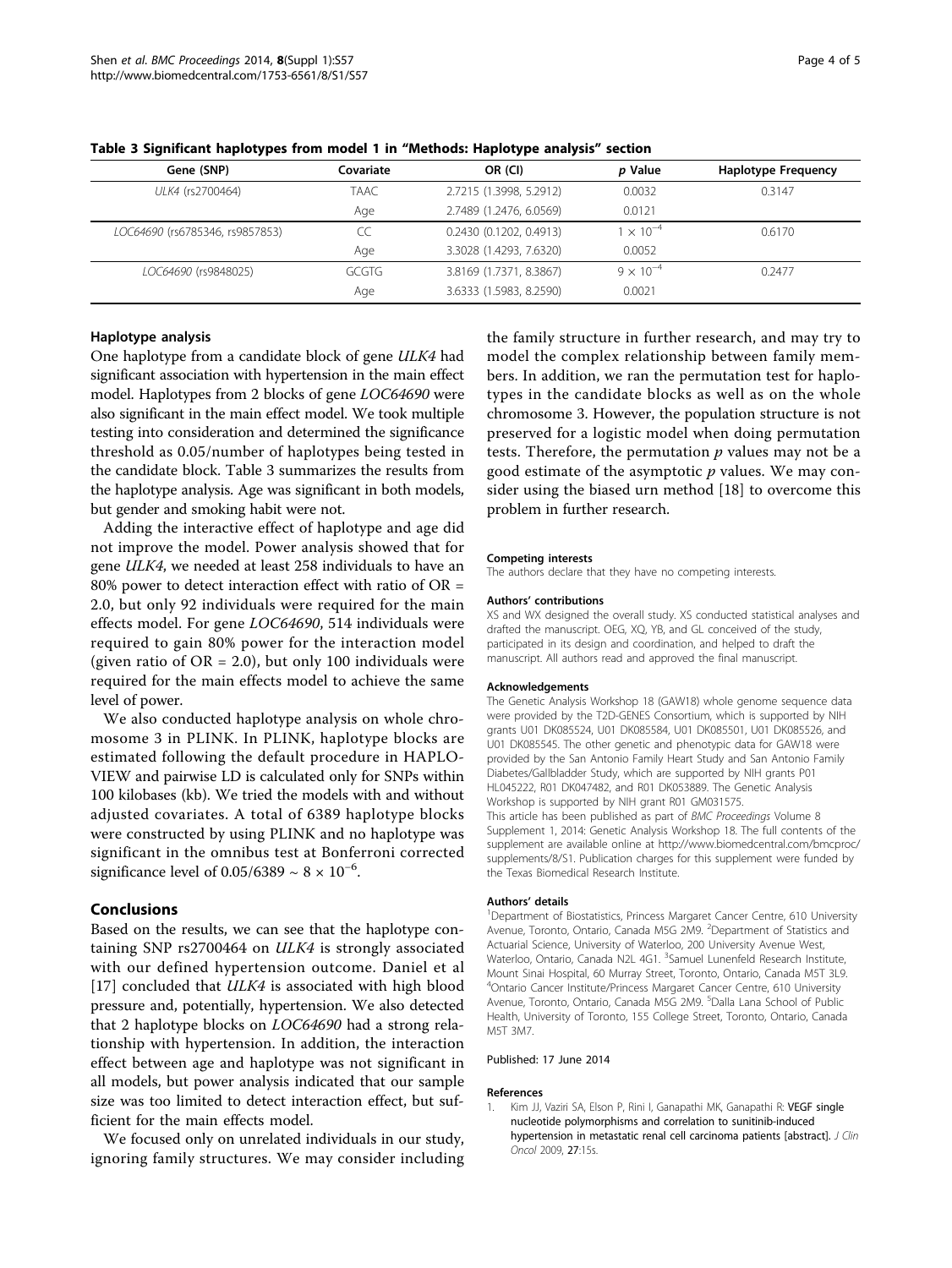**Table 3 Significant haplotypes from model 1 in "Methods: Haplotype analysis" section**

| Gene (SNP) | Covariate | OR (CI) | *p* Value | Haplotype Frequency |
|---|---|---|---|---|
| *ULK4* (rs2700464) | TAAC | 2.7215 (1.3998, 5.2912) | 0.0032 | 0.3147 |
| | Age | 2.7489 (1.2476, 6.0569) | 0.0121 | |
| *LOC64690* (rs6785346, rs9857853) | CC | 0.2430 (0.1202, 0.4913) | $1 \times 10^{-4}$ | 0.6170 |
| | Age | 3.3028 (1.4293, 7.6320) | 0.0052 | |
| *LOC64690* (rs9848025) | GCGTG | 3.8169 (1.7371, 8.3867) | $9 \times 10^{-4}$ | 0.2477 |
| | Age | 3.6333 (1.5983, 8.2590) | 0.0021 | |

### Haplotype analysis

One haplotype from a candidate block of gene *ULK4* had significant association with hypertension in the main effect model. Haplotypes from 2 blocks of gene *LOC64690* were also significant in the main effect model. We took multiple testing into consideration and determined the significance threshold as 0.05/number of haplotypes being tested in the candidate block. Table 3 summarizes the results from the haplotype analysis. Age was significant in both models, but gender and smoking habit were not.

Adding the interactive effect of haplotype and age did not improve the model. Power analysis showed that for gene *ULK4*, we needed at least 258 individuals to have an 80% power to detect interaction effect with ratio of OR = 2.0, but only 92 individuals were required for the main effects model. For gene *LOC64690*, 514 individuals were required to gain 80% power for the interaction model (given ratio of OR = 2.0), but only 100 individuals were required for the main effects model to achieve the same level of power.

We also conducted haplotype analysis on whole chromosome 3 in PLINK. In PLINK, haplotype blocks are estimated following the default procedure in HAPLOVIEW and pairwise LD is calculated only for SNPs within 100 kilobases (kb). We tried the models with and without adjusted covariates. A total of 6389 haplotype blocks were constructed by using PLINK and no haplotype was significant in the omnibus test at Bonferroni corrected significance level of $0.05/6389 \sim 8 \times 10^{-6}$.

## Conclusions

Based on the results, we can see that the haplotype containing SNP rs2700464 on *ULK4* is strongly associated with our defined hypertension outcome. Daniel et al [17] concluded that *ULK4* is associated with high blood pressure and, potentially, hypertension. We also detected that 2 haplotype blocks on *LOC64690* had a strong relationship with hypertension. In addition, the interaction effect between age and haplotype was not significant in all models, but power analysis indicated that our sample size was too limited to detect interaction effect, but sufficient for the main effects model.

We focused only on unrelated individuals in our study, ignoring family structures. We may consider including the family structure in further research, and may try to model the complex relationship between family members. In addition, we ran the permutation test for haplotypes in the candidate blocks as well as on the whole chromosome 3. However, the population structure is not preserved for a logistic model when doing permutation tests. Therefore, the permutation $p$ values may not be a good estimate of the asymptotic $p$ values. We may consider using the biased urn method [18] to overcome this problem in further research.

#### Competing interests

The authors declare that they have no competing interests.

#### Authors' contributions

XS and WX designed the overall study. XS conducted statistical analyses and drafted the manuscript. OEG, XQ, YB, and GL conceived of the study, participated in its design and coordination, and helped to draft the manuscript. All authors read and approved the final manuscript.

#### Acknowledgements

The Genetic Analysis Workshop 18 (GAW18) whole genome sequence data were provided by the T2D-GENES Consortium, which is supported by NIH grants U01 DK085524, U01 DK085584, U01 DK085501, U01 DK085526, and U01 DK085545. The other genetic and phenotypic data for GAW18 were provided by the San Antonio Family Heart Study and San Antonio Family Diabetes/Gallbladder Study, which are supported by NIH grants P01 HL045222, R01 DK047482, and R01 DK053889. The Genetic Analysis Workshop is supported by NIH grant R01 GM031575.

This article has been published as part of *BMC Proceedings* Volume 8 Supplement 1, 2014: Genetic Analysis Workshop 18. The full contents of the supplement are available online at http://www.biomedcentral.com/bmcproc/supplements/8/S1. Publication charges for this supplement were funded by the Texas Biomedical Research Institute.

#### Authors' details

[1]Department of Biostatistics, Princess Margaret Cancer Centre, 610 University Avenue, Toronto, Ontario, Canada M5G 2M9. [2]Department of Statistics and Actuarial Science, University of Waterloo, 200 University Avenue West, Waterloo, Ontario, Canada N2L 4G1. [3]Samuel Lunenfeld Research Institute, Mount Sinai Hospital, 60 Murray Street, Toronto, Ontario, Canada M5T 3L9. [4]Ontario Cancer Institute/Princess Margaret Cancer Centre, 610 University Avenue, Toronto, Ontario, Canada M5G 2M9. [5]Dalla Lana School of Public Health, University of Toronto, 155 College Street, Toronto, Ontario, Canada M5T 3M7.

Published: 17 June 2014

#### References

1. Kim JJ, Vaziri SA, Elson P, Rini I, Ganapathi MK, Ganapathi R: **VEGF single nucleotide polymorphisms and correlation to sunitinib-induced hypertension in metastatic renal cell carcinoma patients [abstract].** *J Clin Oncol* 2009, **27**:15s.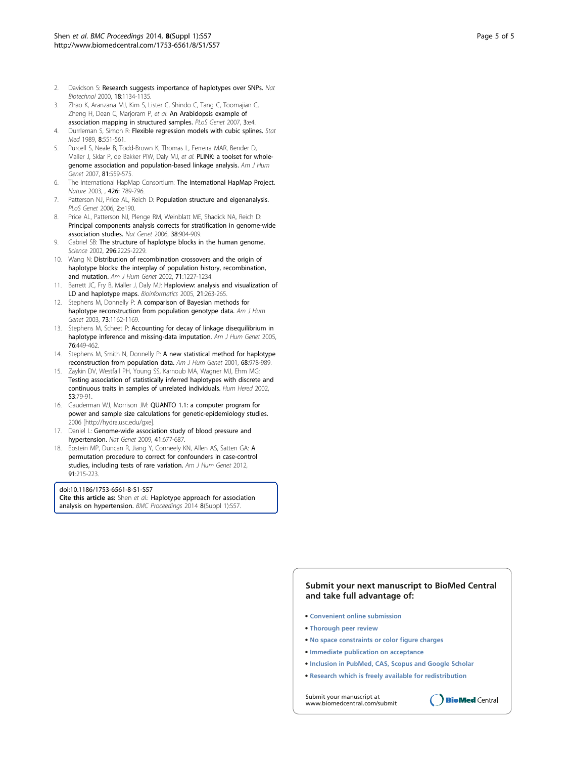2. Davidson S: Research suggests importance of haplotypes over SNPs. *Nat Biotechnol* 2000, **18**:1134-1135.
3. Zhao K, Aranzana MJ, Kim S, Lister C, Shindo C, Tang C, Toomajian C, Zheng H, Dean C, Marjoram P, *et al*: An Arabidopsis example of association mapping in structured samples. *PLoS Genet* 2007, **3**:e4.
4. Durrleman S, Simon R: Flexible regression models with cubic splines. *Stat Med* 1989, **8**:551-561.
5. Purcell S, Neale B, Todd-Brown K, Thomas L, Ferreira MAR, Bender D, Maller J, Sklar P, de Bakker PIW, Daly MJ, *et al*: PLINK: a toolset for whole-genome association and population-based linkage analysis. *Am J Hum Genet* 2007, **81**:559-575.
6. The International HapMap Consortium: The International HapMap Project. *Nature* 2003, , **426**: 789-796.
7. Patterson NJ, Price AL, Reich D: Population structure and eigenanalysis. *PLoS Genet* 2006, **2**:e190.
8. Price AL, Patterson NJ, Plenge RM, Weinblatt ME, Shadick NA, Reich D: Principal components analysis corrects for stratification in genome-wide association studies. *Nat Genet* 2006, **38**:904-909.
9. Gabriel SB: The structure of haplotype blocks in the human genome. *Science* 2002, **296**:2225-2229.
10. Wang N: Distribution of recombination crossovers and the origin of haplotype blocks: the interplay of population history, recombination, and mutation. *Am J Hum Genet* 2002, **71**:1227-1234.
11. Barrett JC, Fry B, Maller J, Daly MJ: Haploview: analysis and visualization of LD and haplotype maps. *Bioinformatics* 2005, **21**:263-265.
12. Stephens M, Donnelly P: A comparison of Bayesian methods for haplotype reconstruction from population genotype data. *Am J Hum Genet* 2003, **73**:1162-1169.
13. Stephens M, Scheet P: Accounting for decay of linkage disequilibrium in haplotype inference and missing-data imputation. *Am J Hum Genet* 2005, **76**:449-462.
14. Stephens M, Smith N, Donnelly P: A new statistical method for haplotype reconstruction from population data. *Am J Hum Genet* 2001, **68**:978-989.
15. Zaykin DV, Westfall PH, Young SS, Karnoub MA, Wagner MJ, Ehm MG: Testing association of statistically inferred haplotypes with discrete and continuous traits in samples of unrelated individuals. *Hum Hered* 2002, **53**:79-91.
16. Gauderman WJ, Morrison JM: QUANTO 1.1: a computer program for power and sample size calculations for genetic-epidemiology studies. 2006 [http://hydra.usc.edu/gxe].
17. Daniel L: Genome-wide association study of blood pressure and hypertension. *Nat Genet* 2009, **41**:677-687.
18. Epstein MP, Duncan R, Jiang Y, Conneely KN, Allen AS, Satten GA: A permutation procedure to correct for confounders in case-control studies, including tests of rare variation. *Am J Hum Genet* 2012, **91**:215-223.

doi:10.1186/1753-6561-8-S1-S57

**Cite this article as:** Shen *et al.*: Haplotype approach for association analysis on hypertension. *BMC Proceedings* 2014 **8**(Suppl 1):S57.

**Submit your next manuscript to BioMed Central and take full advantage of:**

- Convenient online submission
- Thorough peer review
- No space constraints or color figure charges
- Immediate publication on acceptance
- Inclusion in PubMed, CAS, Scopus and Google Scholar
- Research which is freely available for redistribution

Submit your manuscript at www.biomedcentral.com/submit

BioMed Central